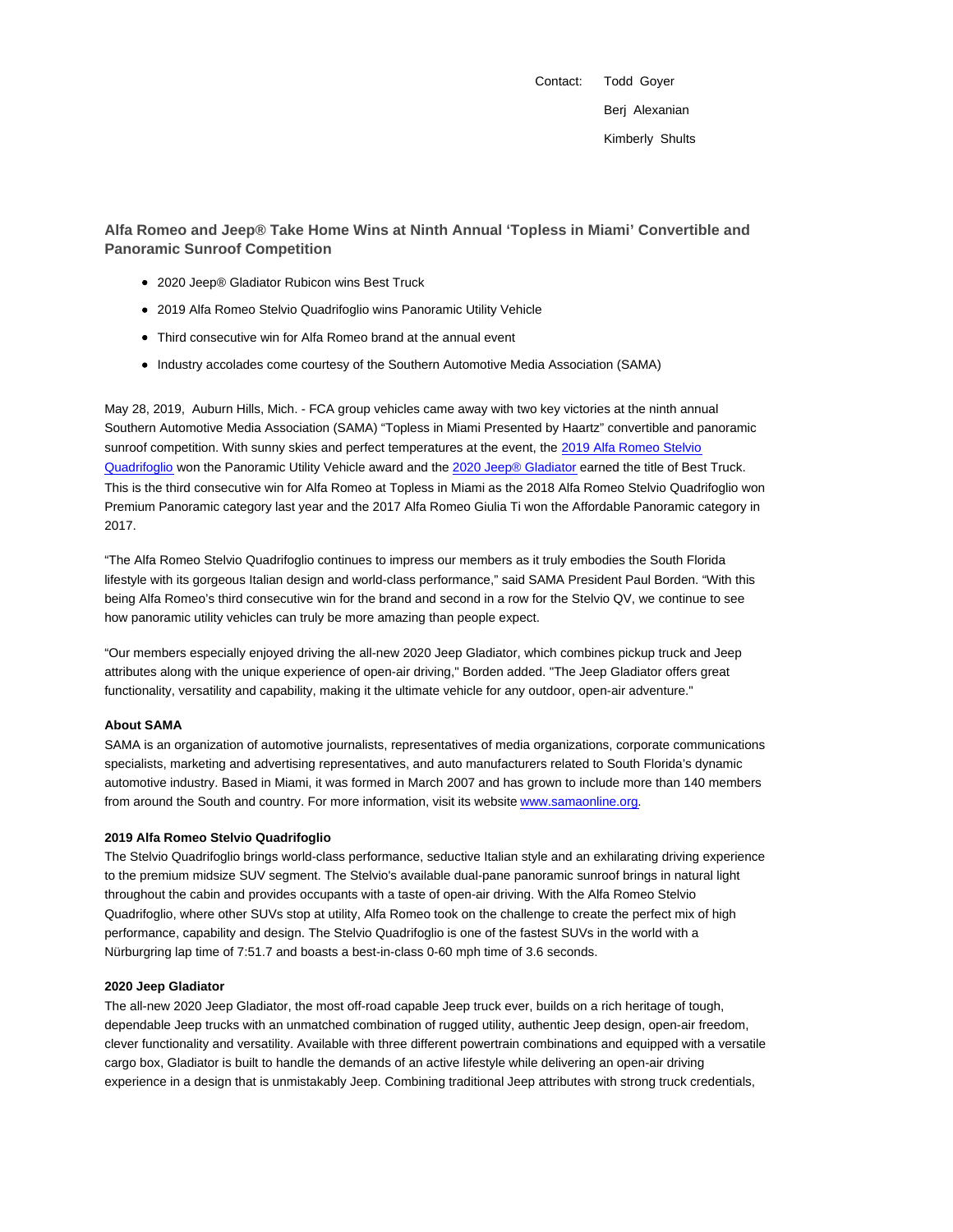Contact: Todd Goyer
Berj Alexanian
Kimberly Shults

## Alfa Romeo and Jeep® Take Home Wins at Ninth Annual 'Topless in Miami' Convertible and Panoramic Sunroof Competition

- 2020 Jeep® Gladiator Rubicon wins Best Truck
- 2019 Alfa Romeo Stelvio Quadrifoglio wins Panoramic Utility Vehicle
- Third consecutive win for Alfa Romeo brand at the annual event
- Industry accolades come courtesy of the Southern Automotive Media Association (SAMA)

May 28, 2019, Auburn Hills, Mich. - FCA group vehicles came away with two key victories at the ninth annual Southern Automotive Media Association (SAMA) "Topless in Miami Presented by Haartz" convertible and panoramic sunroof competition. With sunny skies and perfect temperatures at the event, the [2019 Alfa Romeo Stelvio Quadrifoglio](#) won the Panoramic Utility Vehicle award and the [2020 Jeep® Gladiator](#) earned the title of Best Truck. This is the third consecutive win for Alfa Romeo at Topless in Miami as the 2018 Alfa Romeo Stelvio Quadrifoglio won Premium Panoramic category last year and the 2017 Alfa Romeo Giulia Ti won the Affordable Panoramic category in 2017.

"The Alfa Romeo Stelvio Quadrifoglio continues to impress our members as it truly embodies the South Florida lifestyle with its gorgeous Italian design and world-class performance," said SAMA President Paul Borden. "With this being Alfa Romeo's third consecutive win for the brand and second in a row for the Stelvio QV, we continue to see how panoramic utility vehicles can truly be more amazing than people expect.

"Our members especially enjoyed driving the all-new 2020 Jeep Gladiator, which combines pickup truck and Jeep attributes along with the unique experience of open-air driving," Borden added. "The Jeep Gladiator offers great functionality, versatility and capability, making it the ultimate vehicle for any outdoor, open-air adventure."

**About SAMA**

SAMA is an organization of automotive journalists, representatives of media organizations, corporate communications specialists, marketing and advertising representatives, and auto manufacturers related to South Florida's dynamic automotive industry. Based in Miami, it was formed in March 2007 and has grown to include more than 140 members from around the South and country. For more information, visit its website [www.samaonline.org](http://www.samaonline.org).

**2019 Alfa Romeo Stelvio Quadrifoglio**

The Stelvio Quadrifoglio brings world-class performance, seductive Italian style and an exhilarating driving experience to the premium midsize SUV segment. The Stelvio's available dual-pane panoramic sunroof brings in natural light throughout the cabin and provides occupants with a taste of open-air driving. With the Alfa Romeo Stelvio Quadrifoglio, where other SUVs stop at utility, Alfa Romeo took on the challenge to create the perfect mix of high performance, capability and design. The Stelvio Quadrifoglio is one of the fastest SUVs in the world with a Nürburgring lap time of 7:51.7 and boasts a best-in-class 0-60 mph time of 3.6 seconds.

**2020 Jeep Gladiator**

The all-new 2020 Jeep Gladiator, the most off-road capable Jeep truck ever, builds on a rich heritage of tough, dependable Jeep trucks with an unmatched combination of rugged utility, authentic Jeep design, open-air freedom, clever functionality and versatility. Available with three different powertrain combinations and equipped with a versatile cargo box, Gladiator is built to handle the demands of an active lifestyle while delivering an open-air driving experience in a design that is unmistakably Jeep. Combining traditional Jeep attributes with strong truck credentials,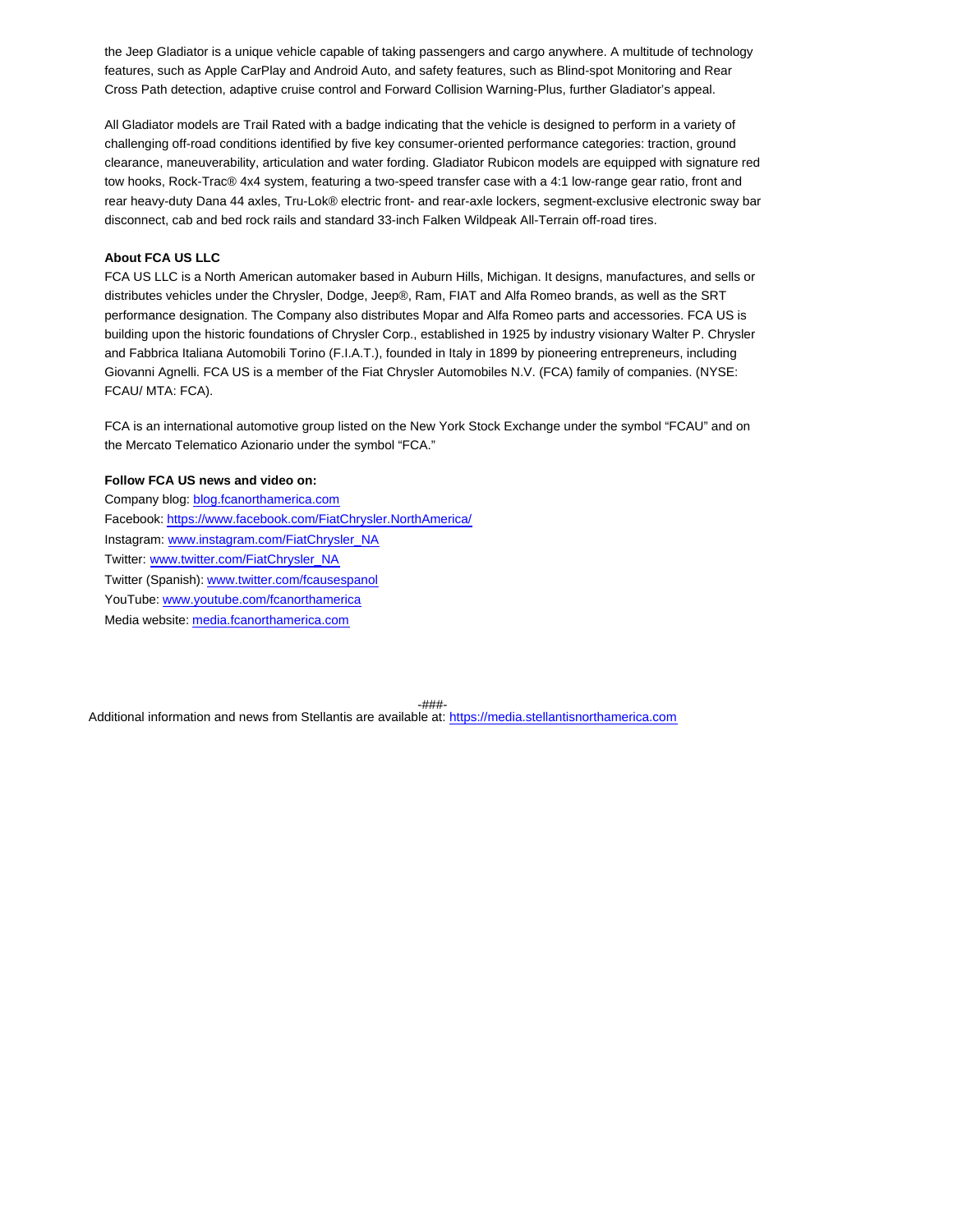the Jeep Gladiator is a unique vehicle capable of taking passengers and cargo anywhere. A multitude of technology features, such as Apple CarPlay and Android Auto, and safety features, such as Blind-spot Monitoring and Rear Cross Path detection, adaptive cruise control and Forward Collision Warning-Plus, further Gladiator's appeal.

All Gladiator models are Trail Rated with a badge indicating that the vehicle is designed to perform in a variety of challenging off-road conditions identified by five key consumer-oriented performance categories: traction, ground clearance, maneuverability, articulation and water fording. Gladiator Rubicon models are equipped with signature red tow hooks, Rock-Trac® 4x4 system, featuring a two-speed transfer case with a 4:1 low-range gear ratio, front and rear heavy-duty Dana 44 axles, Tru-Lok® electric front- and rear-axle lockers, segment-exclusive electronic sway bar disconnect, cab and bed rock rails and standard 33-inch Falken Wildpeak All-Terrain off-road tires.

**About FCA US LLC**

FCA US LLC is a North American automaker based in Auburn Hills, Michigan. It designs, manufactures, and sells or distributes vehicles under the Chrysler, Dodge, Jeep®, Ram, FIAT and Alfa Romeo brands, as well as the SRT performance designation. The Company also distributes Mopar and Alfa Romeo parts and accessories. FCA US is building upon the historic foundations of Chrysler Corp., established in 1925 by industry visionary Walter P. Chrysler and Fabbrica Italiana Automobili Torino (F.I.A.T.), founded in Italy in 1899 by pioneering entrepreneurs, including Giovanni Agnelli. FCA US is a member of the Fiat Chrysler Automobiles N.V. (FCA) family of companies. (NYSE: FCAU/ MTA: FCA).

FCA is an international automotive group listed on the New York Stock Exchange under the symbol "FCAU" and on the Mercato Telematico Azionario under the symbol "FCA."

**Follow FCA US news and video on:**

Company blog: blog.fcanorthamerica.com
Facebook: https://www.facebook.com/FiatChrysler.NorthAmerica/
Instagram: www.instagram.com/FiatChrysler_NA
Twitter: www.twitter.com/FiatChrysler_NA
Twitter (Spanish): www.twitter.com/fcausespanol
YouTube: www.youtube.com/fcanorthamerica
Media website: media.fcanorthamerica.com

-###-

Additional information and news from Stellantis are available at: https://media.stellantisnorthamerica.com